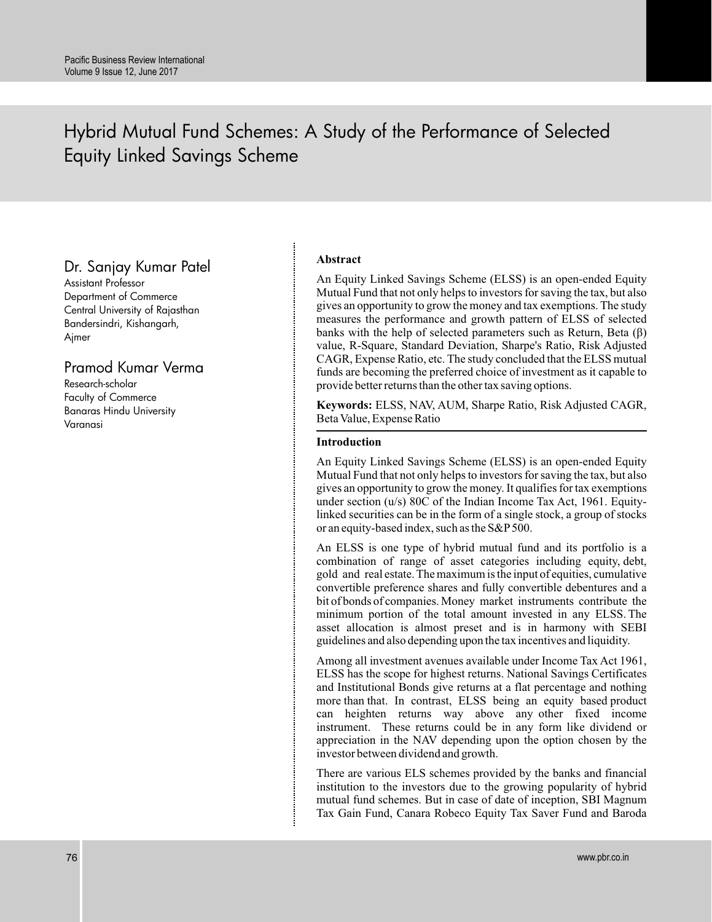# Hybrid Mutual Fund Schemes: A Study of the Performance of Selected Equity Linked Savings Scheme

**Dr. Sanjay Kumar Patel**
Assistant Professor
Department of Commerce
Central University of Rajasthan
Bandersindri, Kishangarh,
Ajmer

**Pramod Kumar Verma**
Research-scholar
Faculty of Commerce
Banaras Hindu University
Varanasi

## Abstract

An Equity Linked Savings Scheme (ELSS) is an open-ended Equity Mutual Fund that not only helps to investors for saving the tax, but also gives an opportunity to grow the money and tax exemptions. The study measures the performance and growth pattern of ELSS of selected banks with the help of selected parameters such as Return, Beta (β) value, R-Square, Standard Deviation, Sharpe's Ratio, Risk Adjusted CAGR, Expense Ratio, etc. The study concluded that the ELSS mutual funds are becoming the preferred choice of investment as it capable to provide better returns than the other tax saving options.

**Keywords:** ELSS, NAV, AUM, Sharpe Ratio, Risk Adjusted CAGR, Beta Value, Expense Ratio

## Introduction

An Equity Linked Savings Scheme (ELSS) is an open-ended Equity Mutual Fund that not only helps to investors for saving the tax, but also gives an opportunity to grow the money. It qualifies for tax exemptions under section (u/s) 80C of the Indian Income Tax Act, 1961. Equity-linked securities can be in the form of a single stock, a group of stocks or an equity-based index, such as the S&P 500.

An ELSS is one type of hybrid mutual fund and its portfolio is a combination of range of asset categories including equity, debt, gold and real estate. The maximum is the input of equities, cumulative convertible preference shares and fully convertible debentures and a bit of bonds of companies. Money market instruments contribute the minimum portion of the total amount invested in any ELSS. The asset allocation is almost preset and is in harmony with SEBI guidelines and also depending upon the tax incentives and liquidity.

Among all investment avenues available under Income Tax Act 1961, ELSS has the scope for highest returns. National Savings Certificates and Institutional Bonds give returns at a flat percentage and nothing more than that. In contrast, ELSS being an equity based product can heighten returns way above any other fixed income instrument. These returns could be in any form like dividend or appreciation in the NAV depending upon the option chosen by the investor between dividend and growth.

There are various ELS schemes provided by the banks and financial institution to the investors due to the growing popularity of hybrid mutual fund schemes. But in case of date of inception, SBI Magnum Tax Gain Fund, Canara Robeco Equity Tax Saver Fund and Baroda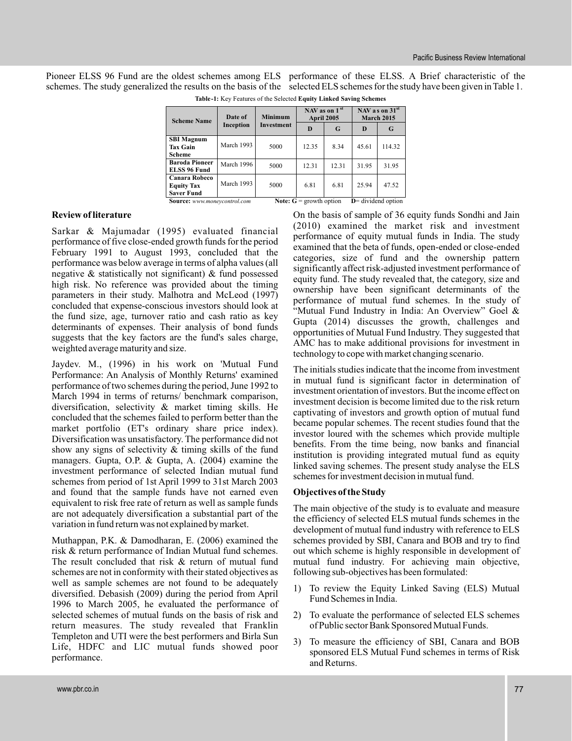Pioneer ELSS 96 Fund are the oldest schemes among ELS schemes. The study generalized the results on the basis of the performance of these ELSS. A Brief characteristic of the selected ELS schemes for the study have been given in Table 1.

**Table-1:** Key Features of the Selected **Equity Linked Saving Schemes**

| Scheme Name | Date of Inception | Minimum Investment | NAV as on 1st April 2005 | | NAV as on 31st March 2015 | |
|---|---|---|---|---|---|---|
| | | | D | G | D | G |
| **SBI Magnum Tax Gain Scheme** | March 1993 | 5000 | 12.35 | 8.34 | 45.61 | 114.32 |
| **Baroda Pioneer ELSS 96 Fund** | March 1996 | 5000 | 12.31 | 12.31 | 31.95 | 31.95 |
| **Canara Robeco Equity Tax Saver Fund** | March 1993 | 5000 | 6.81 | 6.81 | 25.94 | 47.52 |

**Source:** *www.moneycontrol.com* **Note: G** = growth option **D**= dividend option

## Review of literature

Sarkar & Majumadar (1995) evaluated financial performance of five close-ended growth funds for the period February 1991 to August 1993, concluded that the performance was below average in terms of alpha values (all negative & statistically not significant) & fund possessed high risk. No reference was provided about the timing parameters in their study. Malhotra and McLeod (1997) concluded that expense-conscious investors should look at the fund size, age, turnover ratio and cash ratio as key determinants of expenses. Their analysis of bond funds suggests that the key factors are the fund's sales charge, weighted average maturity and size.

Jaydev. M., (1996) in his work on 'Mutual Fund Performance: An Analysis of Monthly Returns' examined performance of two schemes during the period, June 1992 to March 1994 in terms of returns/ benchmark comparison, diversification, selectivity & market timing skills. He concluded that the schemes failed to perform better than the market portfolio (ET's ordinary share price index). Diversification was unsatisfactory. The performance did not show any signs of selectivity & timing skills of the fund managers. Gupta, O.P. & Gupta, A. (2004) examine the investment performance of selected Indian mutual fund schemes from period of 1st April 1999 to 31st March 2003 and found that the sample funds have not earned even equivalent to risk free rate of return as well as sample funds are not adequately diversification a substantial part of the variation in fund return was not explained by market.

Muthappan, P.K. & Damodharan, E. (2006) examined the risk & return performance of Indian Mutual fund schemes. The result concluded that risk & return of mutual fund schemes are not in conformity with their stated objectives as well as sample schemes are not found to be adequately diversified. Debasish (2009) during the period from April 1996 to March 2005, he evaluated the performance of selected schemes of mutual funds on the basis of risk and return measures. The study revealed that Franklin Templeton and UTI were the best performers and Birla Sun Life, HDFC and LIC mutual funds showed poor performance.

On the basis of sample of 36 equity funds Sondhi and Jain (2010) examined the market risk and investment performance of equity mutual funds in India. The study examined that the beta of funds, open-ended or close-ended categories, size of fund and the ownership pattern significantly affect risk-adjusted investment performance of equity fund. The study revealed that, the category, size and ownership have been significant determinants of the performance of mutual fund schemes. In the study of "Mutual Fund Industry in India: An Overview" Goel & Gupta (2014) discusses the growth, challenges and opportunities of Mutual Fund Industry. They suggested that AMC has to make additional provisions for investment in technology to cope with market changing scenario.

The initials studies indicate that the income from investment in mutual fund is significant factor in determination of investment orientation of investors. But the income effect on investment decision is become limited due to the risk return captivating of investors and growth option of mutual fund became popular schemes. The recent studies found that the investor loured with the schemes which provide multiple benefits. From the time being, now banks and financial institution is providing integrated mutual fund as equity linked saving schemes. The present study analyse the ELS schemes for investment decision in mutual fund.

## Objectives of the Study

The main objective of the study is to evaluate and measure the efficiency of selected ELS mutual funds schemes in the development of mutual fund industry with reference to ELS schemes provided by SBI, Canara and BOB and try to find out which scheme is highly responsible in development of mutual fund industry. For achieving main objective, following sub-objectives has been formulated:

1) To review the Equity Linked Saving (ELS) Mutual Fund Schemes in India.
2) To evaluate the performance of selected ELS schemes of Public sector Bank Sponsored Mutual Funds.
3) To measure the efficiency of SBI, Canara and BOB sponsored ELS Mutual Fund schemes in terms of Risk and Returns.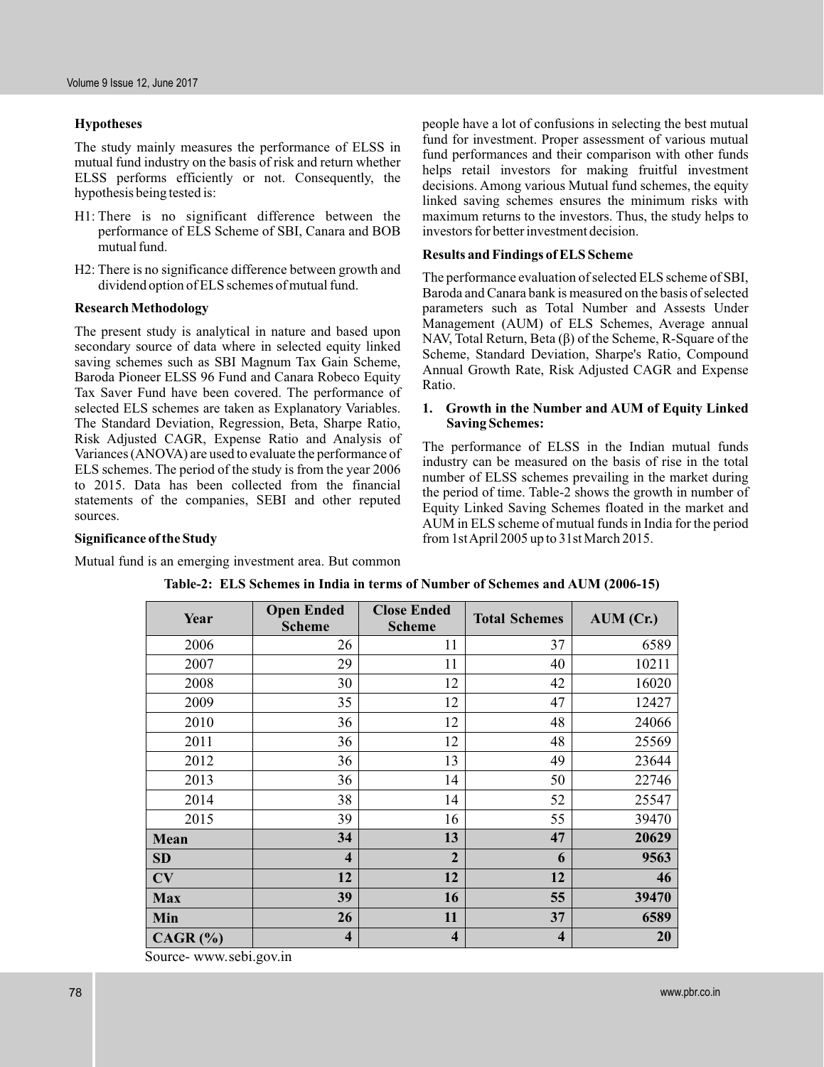### Hypotheses

The study mainly measures the performance of ELSS in mutual fund industry on the basis of risk and return whether ELSS performs efficiently or not. Consequently, the hypothesis being tested is:

- H1: There is no significant difference between the performance of ELS Scheme of SBI, Canara and BOB mutual fund.
- H2: There is no significance difference between growth and dividend option of ELS schemes of mutual fund.

### Research Methodology

The present study is analytical in nature and based upon secondary source of data where in selected equity linked saving schemes such as SBI Magnum Tax Gain Scheme, Baroda Pioneer ELSS 96 Fund and Canara Robeco Equity Tax Saver Fund have been covered. The performance of selected ELS schemes are taken as Explanatory Variables. The Standard Deviation, Regression, Beta, Sharpe Ratio, Risk Adjusted CAGR, Expense Ratio and Analysis of Variances (ANOVA) are used to evaluate the performance of ELS schemes. The period of the study is from the year 2006 to 2015. Data has been collected from the financial statements of the companies, SEBI and other reputed sources.

### Significance of the Study

Mutual fund is an emerging investment area. But common people have a lot of confusions in selecting the best mutual fund for investment. Proper assessment of various mutual fund performances and their comparison with other funds helps retail investors for making fruitful investment decisions. Among various Mutual fund schemes, the equity linked saving schemes ensures the minimum risks with maximum returns to the investors. Thus, the study helps to investors for better investment decision.

### Results and Findings of ELS Scheme

The performance evaluation of selected ELS scheme of SBI, Baroda and Canara bank is measured on the basis of selected parameters such as Total Number and Assests Under Management (AUM) of ELS Schemes, Average annual NAV, Total Return, Beta (β) of the Scheme, R-Square of the Scheme, Standard Deviation, Sharpe's Ratio, Compound Annual Growth Rate, Risk Adjusted CAGR and Expense Ratio.

#### 1. Growth in the Number and AUM of Equity Linked Saving Schemes:

The performance of ELSS in the Indian mutual funds industry can be measured on the basis of rise in the total number of ELSS schemes prevailing in the market during the period of time. Table-2 shows the growth in number of Equity Linked Saving Schemes floated in the market and AUM in ELS scheme of mutual funds in India for the period from 1st April 2005 up to 31st March 2015.

**Table-2: ELS Schemes in India in terms of Number of Schemes and AUM (2006-15)**

| Year | Open Ended Scheme | Close Ended Scheme | Total Schemes | AUM (Cr.) |
|---|---|---|---|---|
| 2006 | 26 | 11 | 37 | 6589 |
| 2007 | 29 | 11 | 40 | 10211 |
| 2008 | 30 | 12 | 42 | 16020 |
| 2009 | 35 | 12 | 47 | 12427 |
| 2010 | 36 | 12 | 48 | 24066 |
| 2011 | 36 | 12 | 48 | 25569 |
| 2012 | 36 | 13 | 49 | 23644 |
| 2013 | 36 | 14 | 50 | 22746 |
| 2014 | 38 | 14 | 52 | 25547 |
| 2015 | 39 | 16 | 55 | 39470 |
| **Mean** | **34** | **13** | **47** | **20629** |
| **SD** | **4** | **2** | **6** | **9563** |
| **CV** | **12** | **12** | **12** | **46** |
| **Max** | **39** | **16** | **55** | **39470** |
| **Min** | **26** | **11** | **37** | **6589** |
| **CAGR (%)** | **4** | **4** | **4** | **20** |

Source- www.sebi.gov.in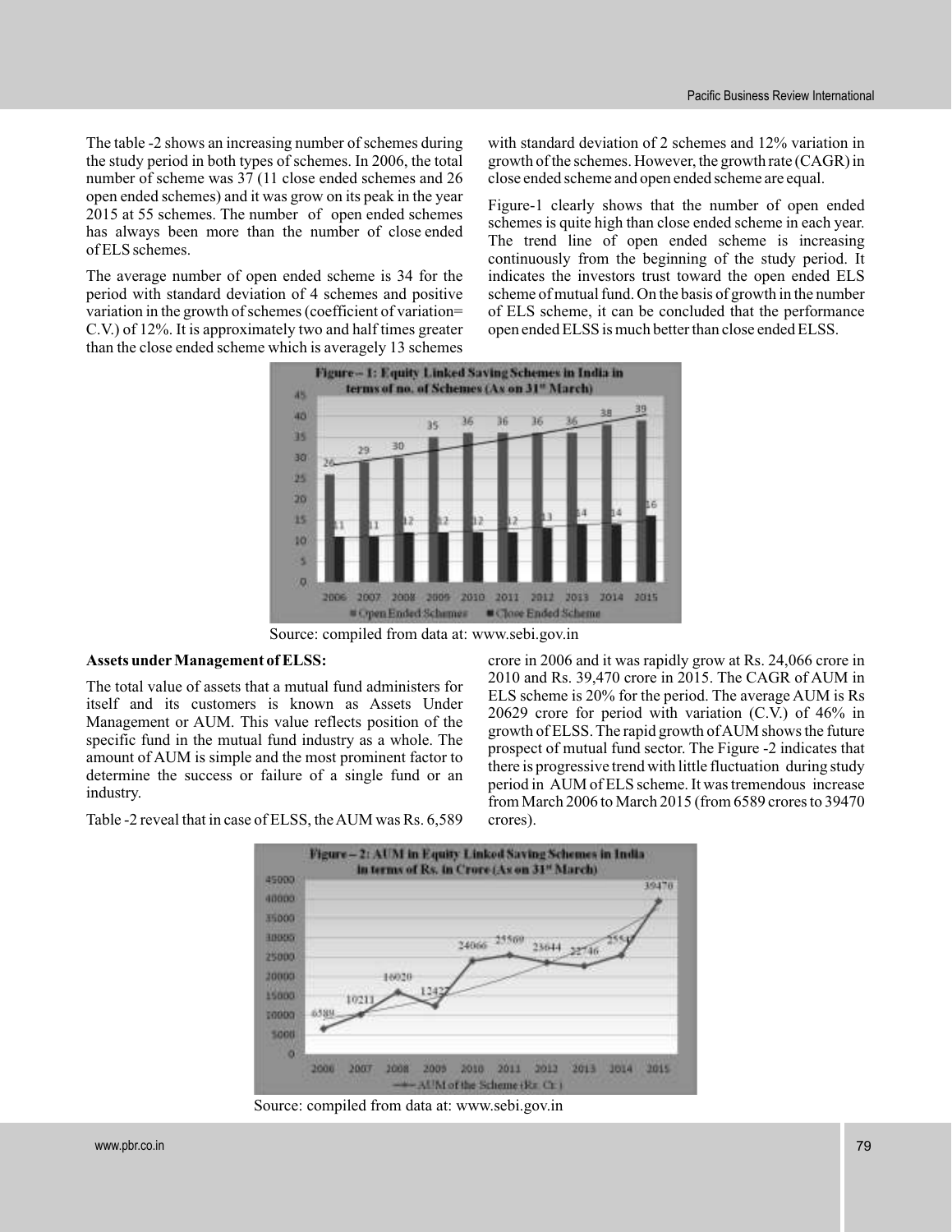The table -2 shows an increasing number of schemes during the study period in both types of schemes. In 2006, the total number of scheme was 37 (11 close ended schemes and 26 open ended schemes) and it was grow on its peak in the year 2015 at 55 schemes. The number of open ended schemes has always been more than the number of close ended of ELS schemes.

The average number of open ended scheme is 34 for the period with standard deviation of 4 schemes and positive variation in the growth of schemes (coefficient of variation= C.V.) of 12%. It is approximately two and half times greater than the close ended scheme which is averagely 13 schemes with standard deviation of 2 schemes and 12% variation in growth of the schemes. However, the growth rate (CAGR) in close ended scheme and open ended scheme are equal.

Figure-1 clearly shows that the number of open ended schemes is quite high than close ended scheme in each year. The trend line of open ended scheme is increasing continuously from the beginning of the study period. It indicates the investors trust toward the open ended ELS scheme of mutual fund. On the basis of growth in the number of ELS scheme, it can be concluded that the performance open ended ELSS is much better than close ended ELSS.

**Figure – 1: Equity Linked Saving Schemes in India in terms of no. of Schemes (As on 31st March)**

Source: compiled from data at: www.sebi.gov.in

**Assets under Management of ELSS:**

The total value of assets that a mutual fund administers for itself and its customers is known as Assets Under Management or AUM. This value reflects position of the specific fund in the mutual fund industry as a whole. The amount of AUM is simple and the most prominent factor to determine the success or failure of a single fund or an industry.

Table -2 reveal that in case of ELSS, the AUM was Rs. 6,589 crore in 2006 and it was rapidly grow at Rs. 24,066 crore in 2010 and Rs. 39,470 crore in 2015. The CAGR of AUM in ELS scheme is 20% for the period. The average AUM is Rs 20629 crore for period with variation (C.V.) of 46% in growth of ELSS. The rapid growth of AUM shows the future prospect of mutual fund sector. The Figure -2 indicates that there is progressive trend with little fluctuation during study period in AUM of ELS scheme. It was tremendous increase from March 2006 to March 2015 (from 6589 crores to 39470 crores).

**Figure – 2: AUM in Equity Linked Saving Schemes in India in terms of Rs. in Crore (As on 31st March)**

Source: compiled from data at: www.sebi.gov.in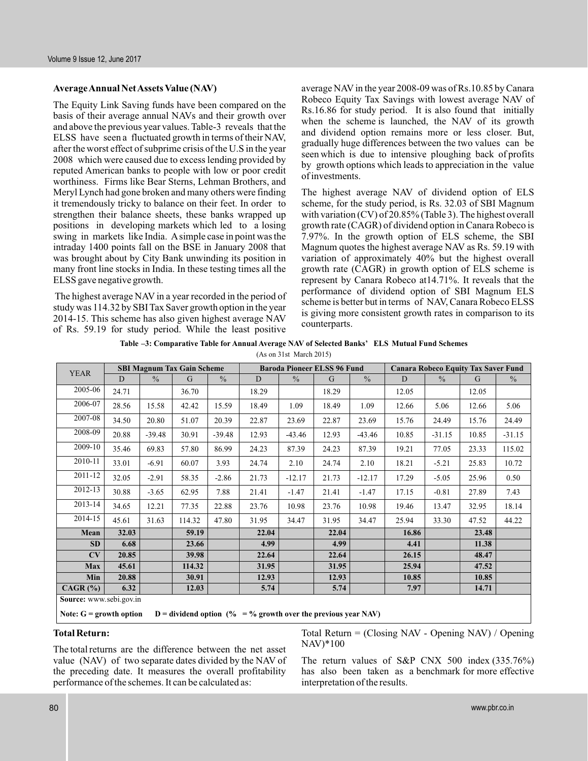### Average Annual Net Assets Value (NAV)

The Equity Link Saving funds have been compared on the basis of their average annual NAVs and their growth over and above the previous year values. Table-3 reveals that the ELSS have seen a fluctuated growth in terms of their NAV, after the worst effect of subprime crisis of the U.S in the year 2008 which were caused due to excess lending provided by reputed American banks to people with low or poor credit worthiness. Firms like Bear Sterns, Lehman Brothers, and Meryl Lynch had gone broken and many others were finding it tremendously tricky to balance on their feet. In order to strengthen their balance sheets, these banks wrapped up positions in developing markets which led to a losing swing in markets like India. A simple case in point was the intraday 1400 points fall on the BSE in January 2008 that was brought about by City Bank unwinding its position in many front line stocks in India. In these testing times all the ELSS gave negative growth.

The highest average NAV in a year recorded in the period of study was 114.32 by SBI Tax Saver growth option in the year 2014-15. This scheme has also given highest average NAV of Rs. 59.19 for study period. While the least positive average NAV in the year 2008-09 was of Rs.10.85 by Canara Robeco Equity Tax Savings with lowest average NAV of Rs.16.86 for study period. It is also found that initially when the scheme is launched, the NAV of its growth and dividend option remains more or less closer. But, gradually huge differences between the two values can be seen which is due to intensive ploughing back of profits by growth options which leads to appreciation in the value of investments.

The highest average NAV of dividend option of ELS scheme, for the study period, is Rs. 32.03 of SBI Magnum with variation (CV) of 20.85% (Table 3). The highest overall growth rate (CAGR) of dividend option in Canara Robeco is 7.97%. In the growth option of ELS scheme, the SBI Magnum quotes the highest average NAV as Rs. 59.19 with variation of approximately 40% but the highest overall growth rate (CAGR) in growth option of ELS scheme is represent by Canara Robeco at14.71%. It reveals that the performance of dividend option of SBI Magnum ELSS scheme is better but in terms of NAV, Canara Robeco ELSS is giving more consistent growth rates in comparison to its counterparts.

**Table –3: Comparative Table for Annual Average NAV of Selected Banks' ELS Mutual Fund Schemes**

(As on 31st March 2015)

| YEAR | SBI Magnum Tax Gain Scheme | | | | Baroda Pioneer ELSS 96 Fund | | | | Canara Robeco Equity Tax Saver Fund | | | |
|---|---|---|---|---|---|---|---|---|---|---|---|---|
| | D | % | G | % | D | % | G | % | D | % | G | % |
| 2005-06 | 24.71 | | 36.70 | | 18.29 | | 18.29 | | 12.05 | | 12.05 | |
| 2006-07 | 28.56 | 15.58 | 42.42 | 15.59 | 18.49 | 1.09 | 18.49 | 1.09 | 12.66 | 5.06 | 12.66 | 5.06 |
| 2007-08 | 34.50 | 20.80 | 51.07 | 20.39 | 22.87 | 23.69 | 22.87 | 23.69 | 15.76 | 24.49 | 15.76 | 24.49 |
| 2008-09 | 20.88 | -39.48 | 30.91 | -39.48 | 12.93 | -43.46 | 12.93 | -43.46 | 10.85 | -31.15 | 10.85 | -31.15 |
| 2009-10 | 35.46 | 69.83 | 57.80 | 86.99 | 24.23 | 87.39 | 24.23 | 87.39 | 19.21 | 77.05 | 23.33 | 115.02 |
| 2010-11 | 33.01 | -6.91 | 60.07 | 3.93 | 24.74 | 2.10 | 24.74 | 2.10 | 18.21 | -5.21 | 25.83 | 10.72 |
| 2011-12 | 32.05 | -2.91 | 58.35 | -2.86 | 21.73 | -12.17 | 21.73 | -12.17 | 17.29 | -5.05 | 25.96 | 0.50 |
| 2012-13 | 30.88 | -3.65 | 62.95 | 7.88 | 21.41 | -1.47 | 21.41 | -1.47 | 17.15 | -0.81 | 27.89 | 7.43 |
| 2013-14 | 34.65 | 12.21 | 77.35 | 22.88 | 23.76 | 10.98 | 23.76 | 10.98 | 19.46 | 13.47 | 32.95 | 18.14 |
| 2014-15 | 45.61 | 31.63 | 114.32 | 47.80 | 31.95 | 34.47 | 31.95 | 34.47 | 25.94 | 33.30 | 47.52 | 44.22 |
| **Mean** | **32.03** | | **59.19** | | **22.04** | | **22.04** | | **16.86** | | **23.48** | |
| **SD** | **6.68** | | **23.66** | | **4.99** | | **4.99** | | **4.41** | | **11.38** | |
| **CV** | **20.85** | | **39.98** | | **22.64** | | **22.64** | | **26.15** | | **48.47** | |
| **Max** | **45.61** | | **114.32** | | **31.95** | | **31.95** | | **25.94** | | **47.52** | |
| **Min** | **20.88** | | **30.91** | | **12.93** | | **12.93** | | **10.85** | | **10.85** | |
| **CAGR (%)** | **6.32** | | **12.03** | | **5.74** | | **5.74** | | **7.97** | | **14.71** | |

**Source:** www.sebi.gov.in

**Note: G = growth option D = dividend option (% = % growth over the previous year NAV)**

**Total Return:**

The total returns are the difference between the net asset value (NAV) of two separate dates divided by the NAV of the preceding date. It measures the overall profitability performance of the schemes. It can be calculated as:

Total Return = (Closing NAV - Opening NAV) / Opening NAV)*100

The return values of S&P CNX 500 index (335.76%) has also been taken as a benchmark for more effective interpretation of the results.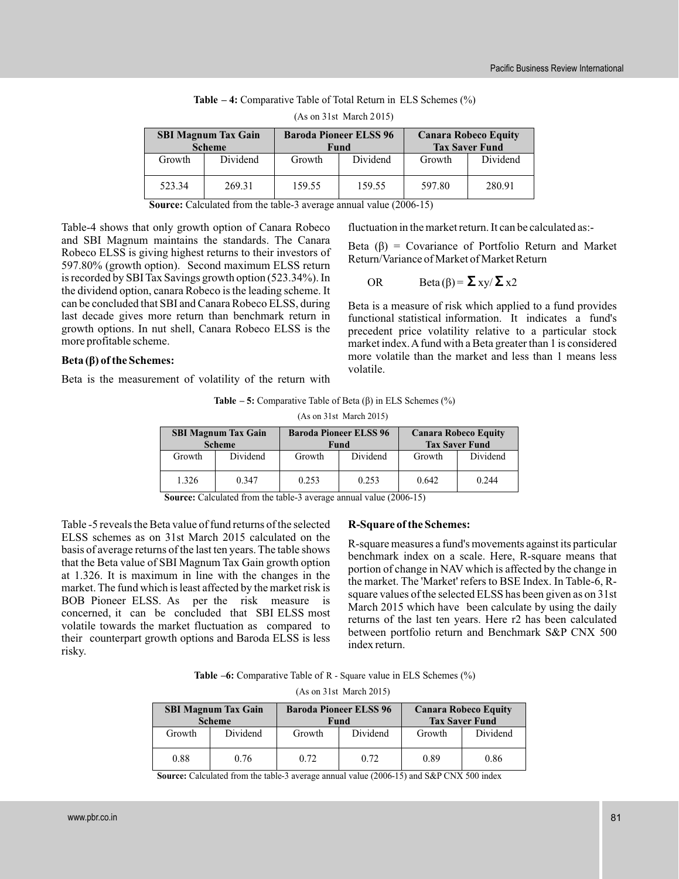**Table – 4:** Comparative Table of Total Return in ELS Schemes (%)

(As on 31st March 2015)

| SBI Magnum Tax Gain Scheme | | Baroda Pioneer ELSS 96 Fund | | Canara Robeco Equity Tax Saver Fund | |
|---|---|---|---|---|---|
| Growth | Dividend | Growth | Dividend | Growth | Dividend |
| 523.34 | 269.31 | 159.55 | 159.55 | 597.80 | 280.91 |

**Source:** Calculated from the table-3 average annual value (2006-15)

Table-4 shows that only growth option of Canara Robeco and SBI Magnum maintains the standards. The Canara Robeco ELSS is giving highest returns to their investors of 597.80% (growth option). Second maximum ELSS return is recorded by SBI Tax Savings growth option (523.34%). In the dividend option, canara Robeco is the leading scheme. It can be concluded that SBI and Canara Robeco ELSS, during last decade gives more return than benchmark return in growth options. In nut shell, Canara Robeco ELSS is the more profitable scheme.

**Beta (β) of the Schemes:**

Beta is the measurement of volatility of the return with fluctuation in the market return. It can be calculated as:-

Beta (β) = Covariance of Portfolio Return and Market Return/Variance of Market of Market Return

OR $\quad$ $\text{Beta}(\beta) = \Sigma xy / \Sigma x2$

Beta is a measure of risk which applied to a fund provides functional statistical information. It indicates a fund's precedent price volatility relative to a particular stock market index. A fund with a Beta greater than 1 is considered more volatile than the market and less than 1 means less volatile.

**Table – 5:** Comparative Table of Beta (β) in ELS Schemes (%)

(As on 31st March 2015)

| SBI Magnum Tax Gain Scheme | | Baroda Pioneer ELSS 96 Fund | | Canara Robeco Equity Tax Saver Fund | |
|---|---|---|---|---|---|
| Growth | Dividend | Growth | Dividend | Growth | Dividend |
| 1.326 | 0.347 | 0.253 | 0.253 | 0.642 | 0.244 |

**Source:** Calculated from the table-3 average annual value (2006-15)

Table -5 reveals the Beta value of fund returns of the selected ELSS schemes as on 31st March 2015 calculated on the basis of average returns of the last ten years. The table shows that the Beta value of SBI Magnum Tax Gain growth option at 1.326. It is maximum in line with the changes in the market. The fund which is least affected by the market risk is BOB Pioneer ELSS. As per the risk measure is concerned, it can be concluded that SBI ELSS most volatile towards the market fluctuation as compared to their counterpart growth options and Baroda ELSS is less risky.

**R-Square of the Schemes:**

R-square measures a fund's movements against its particular benchmark index on a scale. Here, R-square means that portion of change in NAV which is affected by the change in the market. The 'Market' refers to BSE Index. In Table-6, R-square values of the selected ELSS has been given as on 31st March 2015 which have been calculate by using the daily returns of the last ten years. Here r2 has been calculated between portfolio return and Benchmark S&P CNX 500 index return.

**Table –6:** Comparative Table of R - Square value in ELS Schemes (%)

(As on 31st March 2015)

| SBI Magnum Tax Gain Scheme | | Baroda Pioneer ELSS 96 Fund | | Canara Robeco Equity Tax Saver Fund | |
|---|---|---|---|---|---|
| Growth | Dividend | Growth | Dividend | Growth | Dividend |
| 0.88 | 0.76 | 0.72 | 0.72 | 0.89 | 0.86 |

**Source:** Calculated from the table-3 average annual value (2006-15) and S&P CNX 500 index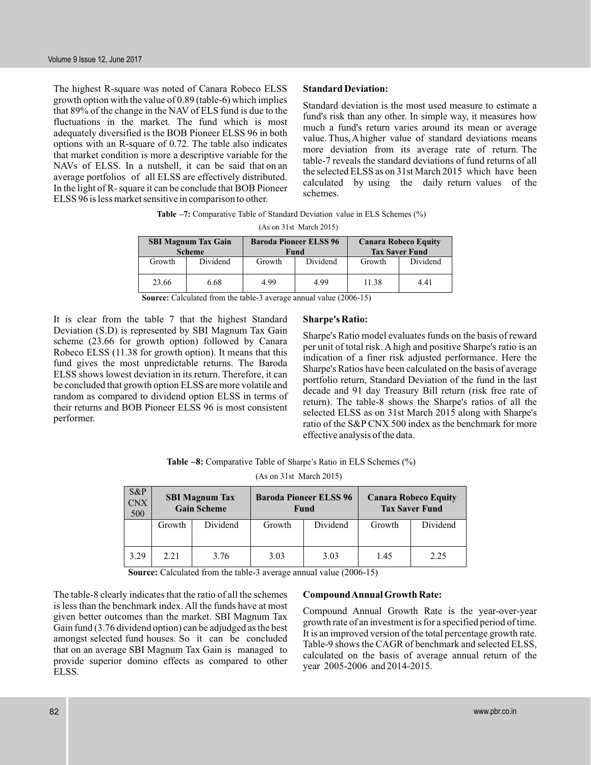The highest R-square was noted of Canara Robeco ELSS growth option with the value of 0.89 (table-6) which implies that 89% of the change in the NAV of ELS fund is due to the fluctuations in the market. The fund which is most adequately diversified is the BOB Pioneer ELSS 96 in both options with an R-square of 0.72. The table also indicates that market condition is more a descriptive variable for the NAVs of ELSS. In a nutshell, it can be said that on an average portfolios of all ELSS are effectively distributed. In the light of R- square it can be conclude that BOB Pioneer ELSS 96 is less market sensitive in comparison to other.

### Standard Deviation:

Standard deviation is the most used measure to estimate a fund's risk than any other. In simple way, it measures how much a fund's return varies around its mean or average value. Thus, A higher value of standard deviations means more deviation from its average rate of return. The table-7 reveals the standard deviations of fund returns of all the selected ELSS as on 31st March 2015 which have been calculated by using the daily return values of the schemes.

**Table –7:** Comparative Table of Standard Deviation value in ELS Schemes (%)

(As on 31st March 2015)

| SBI Magnum Tax Gain Scheme | | Baroda Pioneer ELSS 96 Fund | | Canara Robeco Equity Tax Saver Fund | |
|---|---|---|---|---|---|
| Growth | Dividend | Growth | Dividend | Growth | Dividend |
| 23.66 | 6.68 | 4.99 | 4.99 | 11.38 | 4.41 |

**Source:** Calculated from the table-3 average annual value (2006-15)

It is clear from the table 7 that the highest Standard Deviation (S.D) is represented by SBI Magnum Tax Gain scheme (23.66 for growth option) followed by Canara Robeco ELSS (11.38 for growth option). It means that this fund gives the most unpredictable returns. The Baroda ELSS shows lowest deviation in its return. Therefore, it can be concluded that growth option ELSS are more volatile and random as compared to dividend option ELSS in terms of their returns and BOB Pioneer ELSS 96 is most consistent performer.

### Sharpe's Ratio:

Sharpe's Ratio model evaluates funds on the basis of reward per unit of total risk. A high and positive Sharpe's ratio is an indication of a finer risk adjusted performance. Here the Sharpe's Ratios have been calculated on the basis of average portfolio return, Standard Deviation of the fund in the last decade and 91 day Treasury Bill return (risk free rate of return). The table-8 shows the Sharpe's ratios of all the selected ELSS as on 31st March 2015 along with Sharpe's ratio of the S&P CNX 500 index as the benchmark for more effective analysis of the data.

**Table –8:** Comparative Table of Sharpe's Ratio in ELS Schemes (%)

(As on 31st March 2015)

| S&P CNX 500 | SBI Magnum Tax Gain Scheme | | Baroda Pioneer ELSS 96 Fund | | Canara Robeco Equity Tax Saver Fund | |
|---|---|---|---|---|---|---|
| | Growth | Dividend | Growth | Dividend | Growth | Dividend |
| 3.29 | 2.21 | 3.76 | 3.03 | 3.03 | 1.45 | 2.25 |

**Source:** Calculated from the table-3 average annual value (2006-15)

The table-8 clearly indicates that the ratio of all the schemes is less than the benchmark index. All the funds have at most given better outcomes than the market. SBI Magnum Tax Gain fund (3.76 dividend option) can be adjudged as the best amongst selected fund houses. So it can be concluded that on an average SBI Magnum Tax Gain is managed to provide superior domino effects as compared to other ELSS.

### Compound Annual Growth Rate:

Compound Annual Growth Rate is the year-over-year growth rate of an investment is for a specified period of time. It is an improved version of the total percentage growth rate. Table-9 shows the CAGR of benchmark and selected ELSS, calculated on the basis of average annual return of the year 2005-2006 and 2014-2015.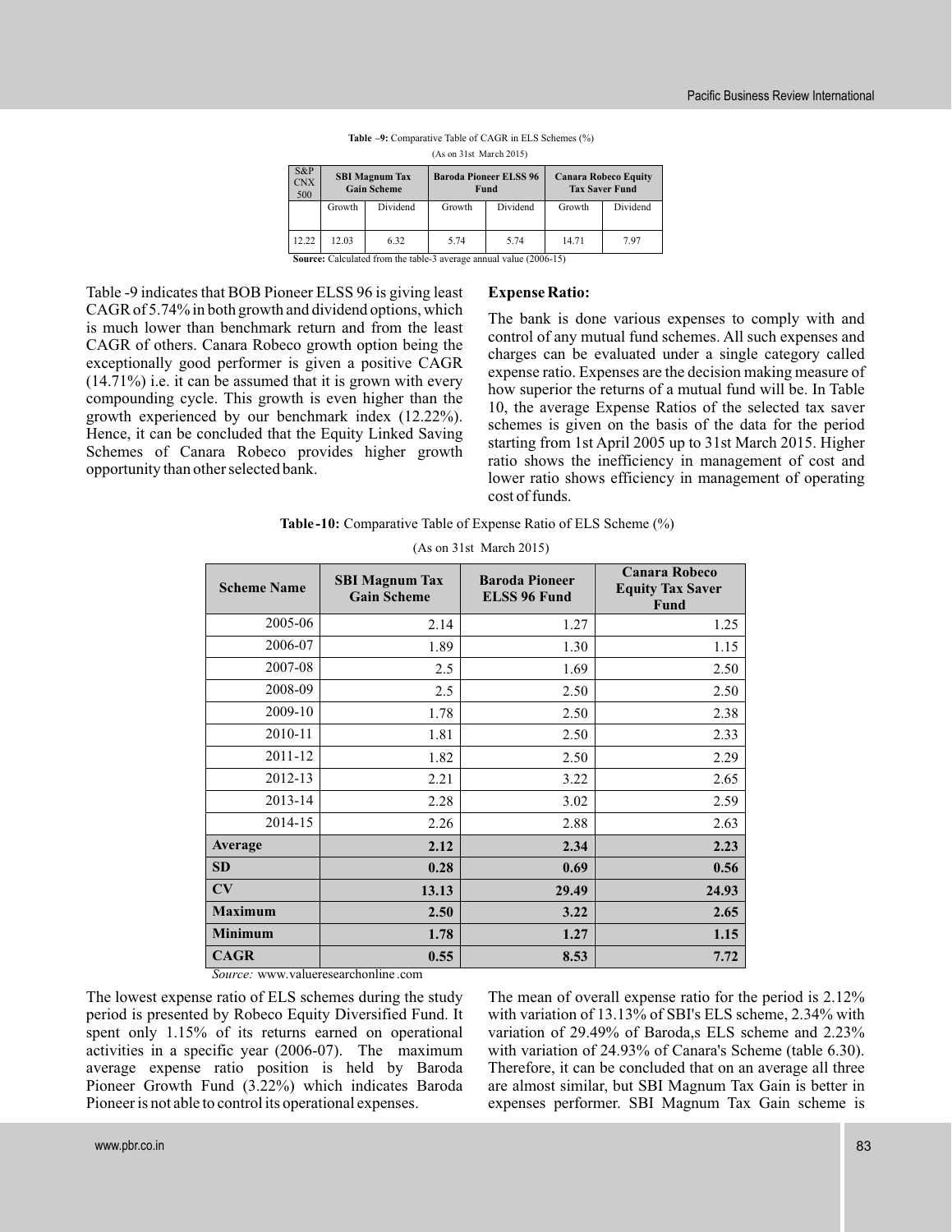**Table –9:** Comparative Table of CAGR in ELS Schemes (%)

(As on 31st March 2015)

| S&P CNX 500 | SBI Magnum Tax Gain Scheme | | Baroda Pioneer ELSS 96 Fund | | Canara Robeco Equity Tax Saver Fund | |
|---|---|---|---|---|---|---|
| | Growth | Dividend | Growth | Dividend | Growth | Dividend |
| 12.22 | 12.03 | 6.32 | 5.74 | 5.74 | 14.71 | 7.97 |

**Source:** Calculated from the table-3 average annual value (2006-15)

Table -9 indicates that BOB Pioneer ELSS 96 is giving least CAGR of 5.74% in both growth and dividend options, which is much lower than benchmark return and from the least CAGR of others. Canara Robeco growth option being the exceptionally good performer is given a positive CAGR (14.71%) i.e. it can be assumed that it is grown with every compounding cycle. This growth is even higher than the growth experienced by our benchmark index (12.22%). Hence, it can be concluded that the Equity Linked Saving Schemes of Canara Robeco provides higher growth opportunity than other selected bank.

**Expense Ratio:**

The bank is done various expenses to comply with and control of any mutual fund schemes. All such expenses and charges can be evaluated under a single category called expense ratio. Expenses are the decision making measure of how superior the returns of a mutual fund will be. In Table 10, the average Expense Ratios of the selected tax saver schemes is given on the basis of the data for the period starting from 1st April 2005 up to 31st March 2015. Higher ratio shows the inefficiency in management of cost and lower ratio shows efficiency in management of operating cost of funds.

**Table -10:** Comparative Table of Expense Ratio of ELS Scheme (%)

(As on 31st March 2015)

| Scheme Name | SBI Magnum Tax Gain Scheme | Baroda Pioneer ELSS 96 Fund | Canara Robeco Equity Tax Saver Fund |
|---|---|---|---|
| 2005-06 | 2.14 | 1.27 | 1.25 |
| 2006-07 | 1.89 | 1.30 | 1.15 |
| 2007-08 | 2.5 | 1.69 | 2.50 |
| 2008-09 | 2.5 | 2.50 | 2.50 |
| 2009-10 | 1.78 | 2.50 | 2.38 |
| 2010-11 | 1.81 | 2.50 | 2.33 |
| 2011-12 | 1.82 | 2.50 | 2.29 |
| 2012-13 | 2.21 | 3.22 | 2.65 |
| 2013-14 | 2.28 | 3.02 | 2.59 |
| 2014-15 | 2.26 | 2.88 | 2.63 |
| **Average** | **2.12** | **2.34** | **2.23** |
| **SD** | **0.28** | **0.69** | **0.56** |
| **CV** | **13.13** | **29.49** | **24.93** |
| **Maximum** | **2.50** | **3.22** | **2.65** |
| **Minimum** | **1.78** | **1.27** | **1.15** |
| **CAGR** | **0.55** | **8.53** | **7.72** |

*Source:* www.valueresearchonline .com

The lowest expense ratio of ELS schemes during the study period is presented by Robeco Equity Diversified Fund. It spent only 1.15% of its returns earned on operational activities in a specific year (2006-07). The maximum average expense ratio position is held by Baroda Pioneer Growth Fund (3.22%) which indicates Baroda Pioneer is not able to control its operational expenses.

The mean of overall expense ratio for the period is 2.12% with variation of 13.13% of SBI's ELS scheme, 2.34% with variation of 29.49% of Baroda,s ELS scheme and 2.23% with variation of 24.93% of Canara's Scheme (table 6.30). Therefore, it can be concluded that on an average all three are almost similar, but SBI Magnum Tax Gain is better in expenses performer. SBI Magnum Tax Gain scheme is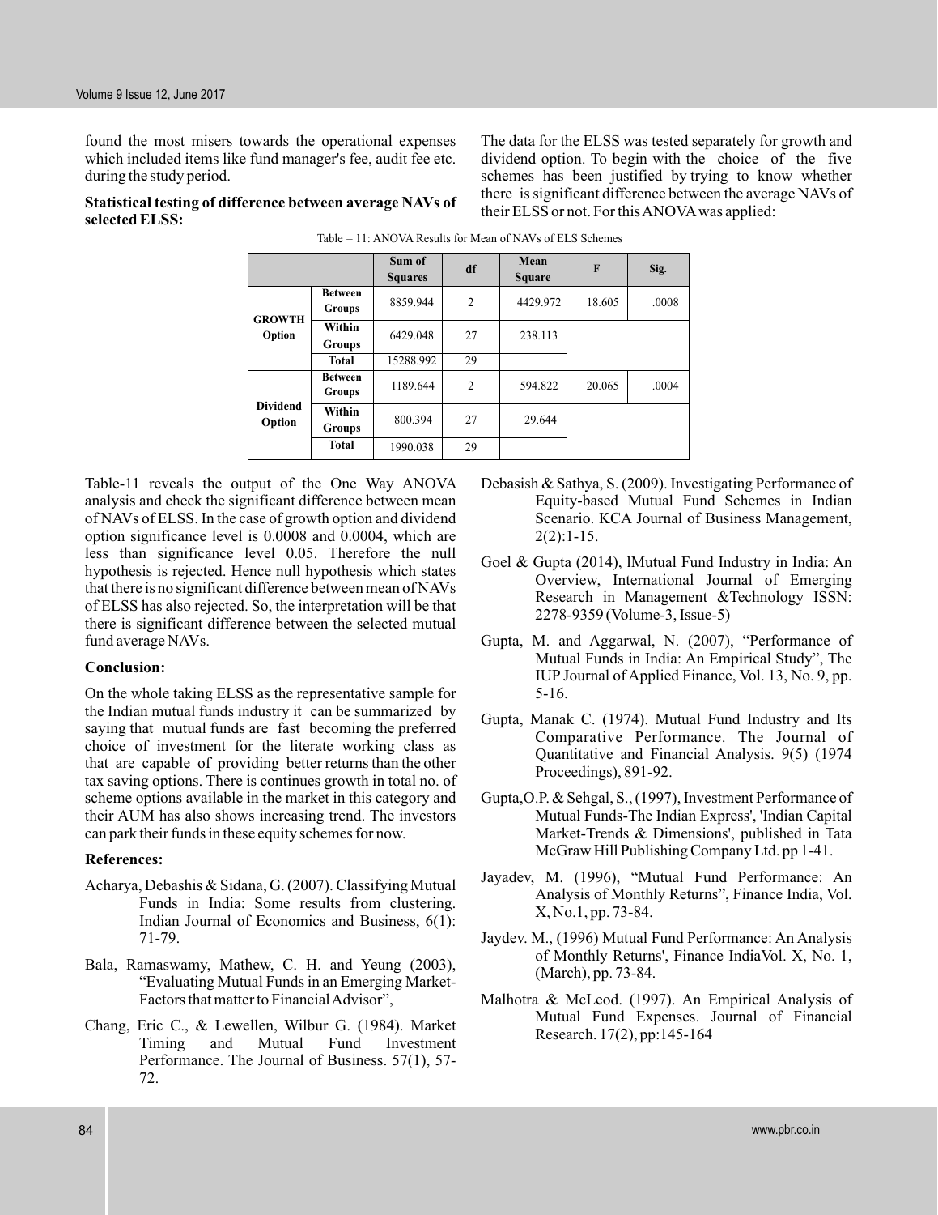found the most misers towards the operational expenses which included items like fund manager's fee, audit fee etc. during the study period.

**Statistical testing of difference between average NAVs of selected ELSS:**

The data for the ELSS was tested separately for growth and dividend option. To begin with the choice of the five schemes has been justified by trying to know whether there is significant difference between the average NAVs of their ELSS or not. For this ANOVA was applied:

Table – 11: ANOVA Results for Mean of NAVs of ELS Schemes

| | | Sum of Squares | df | Mean Square | F | Sig. |
|---|---|---|---|---|---|---|
| GROWTH Option | Between Groups | 8859.944 | 2 | 4429.972 | 18.605 | .0008 |
| | Within Groups | 6429.048 | 27 | 238.113 | | |
| | Total | 15288.992 | 29 | | | |
| Dividend Option | Between Groups | 1189.644 | 2 | 594.822 | 20.065 | .0004 |
| | Within Groups | 800.394 | 27 | 29.644 | | |
| | Total | 1990.038 | 29 | | | |

Table-11 reveals the output of the One Way ANOVA analysis and check the significant difference between mean of NAVs of ELSS. In the case of growth option and dividend option significance level is 0.0008 and 0.0004, which are less than significance level 0.05. Therefore the null hypothesis is rejected. Hence null hypothesis which states that there is no significant difference between mean of NAVs of ELSS has also rejected. So, the interpretation will be that there is significant difference between the selected mutual fund average NAVs.

**Conclusion:**

On the whole taking ELSS as the representative sample for the Indian mutual funds industry it can be summarized by saying that mutual funds are fast becoming the preferred choice of investment for the literate working class as that are capable of providing better returns than the other tax saving options. There is continues growth in total no. of scheme options available in the market in this category and their AUM has also shows increasing trend. The investors can park their funds in these equity schemes for now.

**References:**

Acharya, Debashis & Sidana, G. (2007). Classifying Mutual Funds in India: Some results from clustering. Indian Journal of Economics and Business, 6(1): 71-79.

Bala, Ramaswamy, Mathew, C. H. and Yeung (2003), "Evaluating Mutual Funds in an Emerging Market-Factors that matter to Financial Advisor",

Chang, Eric C., & Lewellen, Wilbur G. (1984). Market Timing and Mutual Fund Investment Performance. The Journal of Business. 57(1), 57-72.

Debasish & Sathya, S. (2009). Investigating Performance of Equity-based Mutual Fund Schemes in Indian Scenario. KCA Journal of Business Management, 2(2):1-15.

Goel & Gupta (2014), lMutual Fund Industry in India: An Overview, International Journal of Emerging Research in Management &Technology ISSN: 2278-9359 (Volume-3, Issue-5)

Gupta, M. and Aggarwal, N. (2007), "Performance of Mutual Funds in India: An Empirical Study", The IUP Journal of Applied Finance, Vol. 13, No. 9, pp. 5-16.

Gupta, Manak C. (1974). Mutual Fund Industry and Its Comparative Performance. The Journal of Quantitative and Financial Analysis. 9(5) (1974 Proceedings), 891-92.

Gupta,O.P. & Sehgal, S., (1997), Investment Performance of Mutual Funds-The Indian Express', 'Indian Capital Market-Trends & Dimensions', published in Tata McGraw Hill Publishing Company Ltd. pp 1-41.

Jayadev, M. (1996), "Mutual Fund Performance: An Analysis of Monthly Returns", Finance India, Vol. X, No.1, pp. 73-84.

Jaydev. M., (1996) Mutual Fund Performance: An Analysis of Monthly Returns', Finance IndiaVol. X, No. 1, (March), pp. 73-84.

Malhotra & McLeod. (1997). An Empirical Analysis of Mutual Fund Expenses. Journal of Financial Research. 17(2), pp:145-164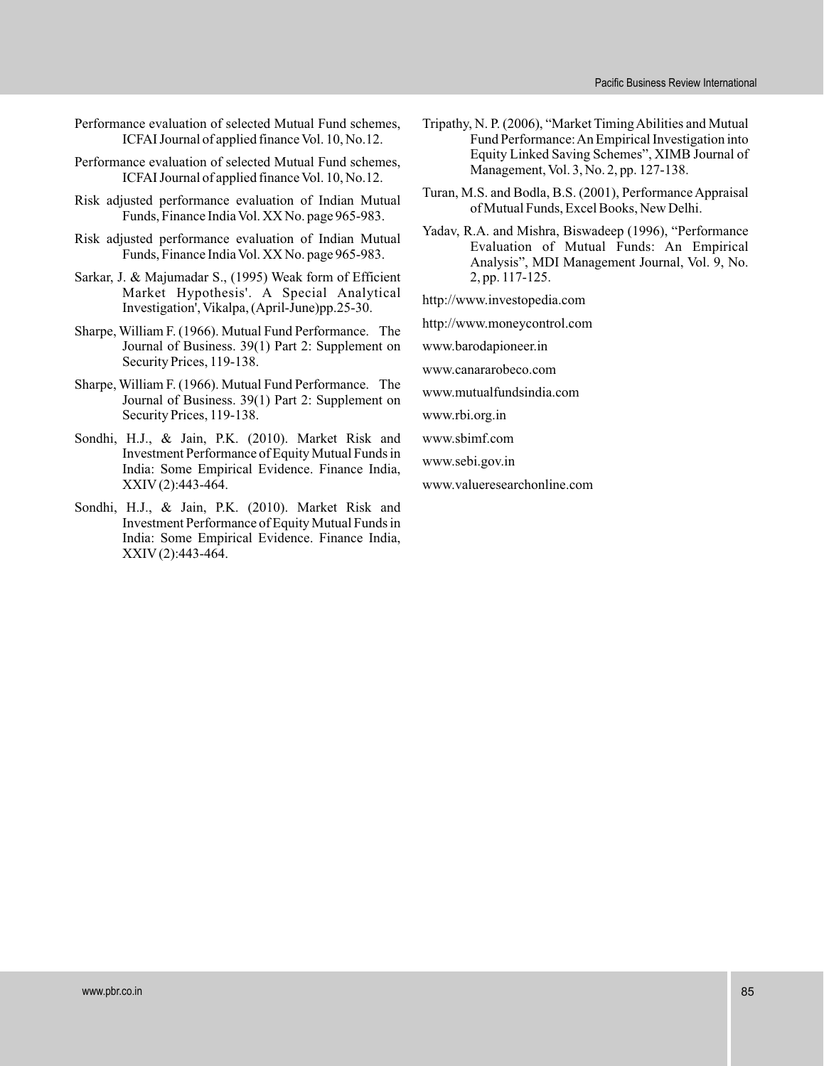Performance evaluation of selected Mutual Fund schemes, ICFAI Journal of applied finance Vol. 10, No.12.

Performance evaluation of selected Mutual Fund schemes, ICFAI Journal of applied finance Vol. 10, No.12.

Risk adjusted performance evaluation of Indian Mutual Funds, Finance India Vol. XX No. page 965-983.

Risk adjusted performance evaluation of Indian Mutual Funds, Finance India Vol. XX No. page 965-983.

Sarkar, J. & Majumadar S., (1995) Weak form of Efficient Market Hypothesis'. A Special Analytical Investigation', Vikalpa, (April-June)pp.25-30.

Sharpe, William F. (1966). Mutual Fund Performance. The Journal of Business. 39(1) Part 2: Supplement on Security Prices, 119-138.

Sharpe, William F. (1966). Mutual Fund Performance. The Journal of Business. 39(1) Part 2: Supplement on Security Prices, 119-138.

Sondhi, H.J., & Jain, P.K. (2010). Market Risk and Investment Performance of Equity Mutual Funds in India: Some Empirical Evidence. Finance India, XXIV (2):443-464.

Sondhi, H.J., & Jain, P.K. (2010). Market Risk and Investment Performance of Equity Mutual Funds in India: Some Empirical Evidence. Finance India, XXIV (2):443-464.

Tripathy, N. P. (2006), "Market Timing Abilities and Mutual Fund Performance: An Empirical Investigation into Equity Linked Saving Schemes", XIMB Journal of Management, Vol. 3, No. 2, pp. 127-138.

Turan, M.S. and Bodla, B.S. (2001), Performance Appraisal of Mutual Funds, Excel Books, New Delhi.

Yadav, R.A. and Mishra, Biswadeep (1996), "Performance Evaluation of Mutual Funds: An Empirical Analysis", MDI Management Journal, Vol. 9, No. 2, pp. 117-125.

http://www.investopedia.com

http://www.moneycontrol.com

www.barodapioneer.in

www.canararobeco.com

www.mutualfundsindia.com

www.rbi.org.in

www.sbimf.com

www.sebi.gov.in

www.valueresearchonline.com